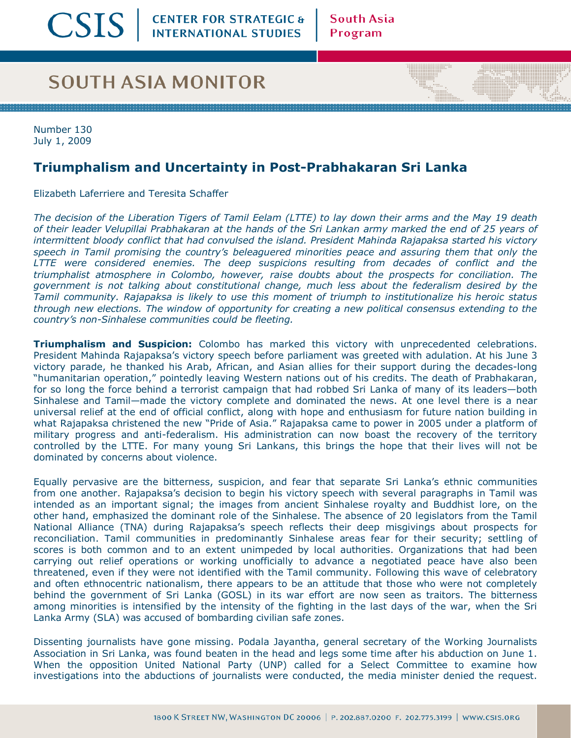# SOUTH ASIA MONITOR

Number 130
July 1, 2009

## Triumphalism and Uncertainty in Post-Prabhakaran Sri Lanka

Elizabeth Laferriere and Teresita Schaffer

*The decision of the Liberation Tigers of Tamil Eelam (LTTE) to lay down their arms and the May 19 death of their leader Velupillai Prabhakaran at the hands of the Sri Lankan army marked the end of 25 years of intermittent bloody conflict that had convulsed the island. President Mahinda Rajapaksa started his victory speech in Tamil promising the country's beleaguered minorities peace and assuring them that only the LTTE were considered enemies. The deep suspicions resulting from decades of conflict and the triumphalist atmosphere in Colombo, however, raise doubts about the prospects for conciliation. The government is not talking about constitutional change, much less about the federalism desired by the Tamil community. Rajapaksa is likely to use this moment of triumph to institutionalize his heroic status through new elections. The window of opportunity for creating a new political consensus extending to the country's non-Sinhalese communities could be fleeting.*

**Triumphalism and Suspicion:** Colombo has marked this victory with unprecedented celebrations. President Mahinda Rajapaksa's victory speech before parliament was greeted with adulation. At his June 3 victory parade, he thanked his Arab, African, and Asian allies for their support during the decades-long "humanitarian operation," pointedly leaving Western nations out of his credits. The death of Prabhakaran, for so long the force behind a terrorist campaign that had robbed Sri Lanka of many of its leaders—both Sinhalese and Tamil—made the victory complete and dominated the news. At one level there is a near universal relief at the end of official conflict, along with hope and enthusiasm for future nation building in what Rajapaksa christened the new "Pride of Asia." Rajapaksa came to power in 2005 under a platform of military progress and anti-federalism. His administration can now boast the recovery of the territory controlled by the LTTE. For many young Sri Lankans, this brings the hope that their lives will not be dominated by concerns about violence.

Equally pervasive are the bitterness, suspicion, and fear that separate Sri Lanka's ethnic communities from one another. Rajapaksa's decision to begin his victory speech with several paragraphs in Tamil was intended as an important signal; the images from ancient Sinhalese royalty and Buddhist lore, on the other hand, emphasized the dominant role of the Sinhalese. The absence of 20 legislators from the Tamil National Alliance (TNA) during Rajapaksa's speech reflects their deep misgivings about prospects for reconciliation. Tamil communities in predominantly Sinhalese areas fear for their security; settling of scores is both common and to an extent unimpeded by local authorities. Organizations that had been carrying out relief operations or working unofficially to advance a negotiated peace have also been threatened, even if they were not identified with the Tamil community. Following this wave of celebratory and often ethnocentric nationalism, there appears to be an attitude that those who were not completely behind the government of Sri Lanka (GOSL) in its war effort are now seen as traitors. The bitterness among minorities is intensified by the intensity of the fighting in the last days of the war, when the Sri Lanka Army (SLA) was accused of bombarding civilian safe zones.

Dissenting journalists have gone missing. Podala Jayantha, general secretary of the Working Journalists Association in Sri Lanka, was found beaten in the head and legs some time after his abduction on June 1. When the opposition United National Party (UNP) called for a Select Committee to examine how investigations into the abductions of journalists were conducted, the media minister denied the request.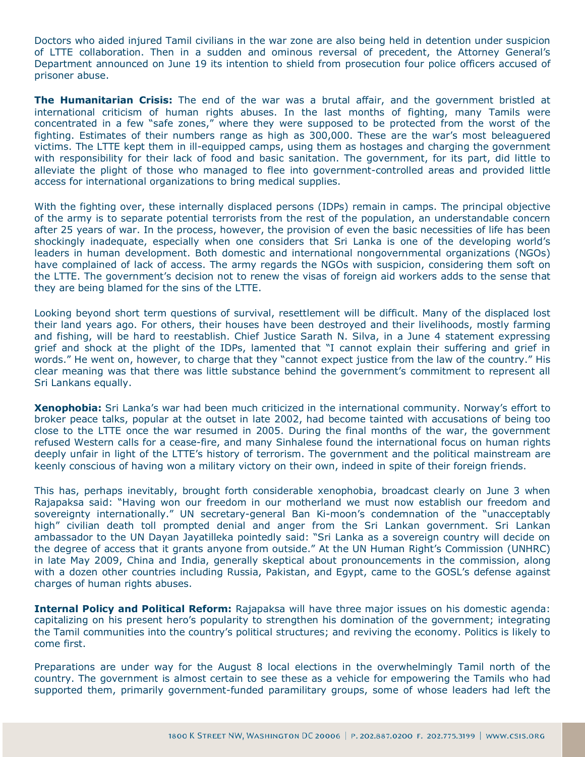Doctors who aided injured Tamil civilians in the war zone are also being held in detention under suspicion of LTTE collaboration. Then in a sudden and ominous reversal of precedent, the Attorney General's Department announced on June 19 its intention to shield from prosecution four police officers accused of prisoner abuse.

**The Humanitarian Crisis:** The end of the war was a brutal affair, and the government bristled at international criticism of human rights abuses. In the last months of fighting, many Tamils were concentrated in a few "safe zones," where they were supposed to be protected from the worst of the fighting. Estimates of their numbers range as high as 300,000. These are the war's most beleaguered victims. The LTTE kept them in ill-equipped camps, using them as hostages and charging the government with responsibility for their lack of food and basic sanitation. The government, for its part, did little to alleviate the plight of those who managed to flee into government-controlled areas and provided little access for international organizations to bring medical supplies.

With the fighting over, these internally displaced persons (IDPs) remain in camps. The principal objective of the army is to separate potential terrorists from the rest of the population, an understandable concern after 25 years of war. In the process, however, the provision of even the basic necessities of life has been shockingly inadequate, especially when one considers that Sri Lanka is one of the developing world's leaders in human development. Both domestic and international nongovernmental organizations (NGOs) have complained of lack of access. The army regards the NGOs with suspicion, considering them soft on the LTTE. The government's decision not to renew the visas of foreign aid workers adds to the sense that they are being blamed for the sins of the LTTE.

Looking beyond short term questions of survival, resettlement will be difficult. Many of the displaced lost their land years ago. For others, their houses have been destroyed and their livelihoods, mostly farming and fishing, will be hard to reestablish. Chief Justice Sarath N. Silva, in a June 4 statement expressing grief and shock at the plight of the IDPs, lamented that "I cannot explain their suffering and grief in words." He went on, however, to charge that they "cannot expect justice from the law of the country." His clear meaning was that there was little substance behind the government's commitment to represent all Sri Lankans equally.

**Xenophobia:** Sri Lanka's war had been much criticized in the international community. Norway's effort to broker peace talks, popular at the outset in late 2002, had become tainted with accusations of being too close to the LTTE once the war resumed in 2005. During the final months of the war, the government refused Western calls for a cease-fire, and many Sinhalese found the international focus on human rights deeply unfair in light of the LTTE's history of terrorism. The government and the political mainstream are keenly conscious of having won a military victory on their own, indeed in spite of their foreign friends.

This has, perhaps inevitably, brought forth considerable xenophobia, broadcast clearly on June 3 when Rajapaksa said: "Having won our freedom in our motherland we must now establish our freedom and sovereignty internationally." UN secretary-general Ban Ki-moon's condemnation of the "unacceptably high" civilian death toll prompted denial and anger from the Sri Lankan government. Sri Lankan ambassador to the UN Dayan Jayatilleka pointedly said: "Sri Lanka as a sovereign country will decide on the degree of access that it grants anyone from outside." At the UN Human Right's Commission (UNHRC) in late May 2009, China and India, generally skeptical about pronouncements in the commission, along with a dozen other countries including Russia, Pakistan, and Egypt, came to the GOSL's defense against charges of human rights abuses.

**Internal Policy and Political Reform:** Rajapaksa will have three major issues on his domestic agenda: capitalizing on his present hero's popularity to strengthen his domination of the government; integrating the Tamil communities into the country's political structures; and reviving the economy. Politics is likely to come first.

Preparations are under way for the August 8 local elections in the overwhelmingly Tamil north of the country. The government is almost certain to see these as a vehicle for empowering the Tamils who had supported them, primarily government-funded paramilitary groups, some of whose leaders had left the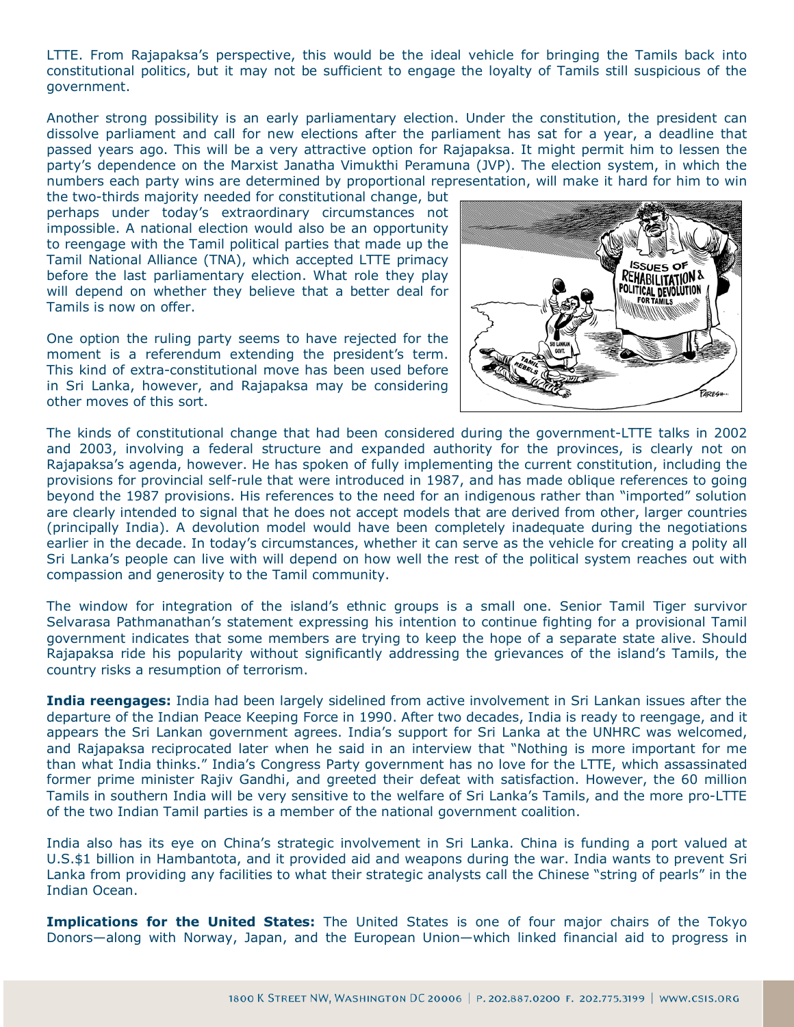LTTE. From Rajapaksa's perspective, this would be the ideal vehicle for bringing the Tamils back into constitutional politics, but it may not be sufficient to engage the loyalty of Tamils still suspicious of the government.

Another strong possibility is an early parliamentary election. Under the constitution, the president can dissolve parliament and call for new elections after the parliament has sat for a year, a deadline that passed years ago. This will be a very attractive option for Rajapaksa. It might permit him to lessen the party's dependence on the Marxist Janatha Vimukthi Peramuna (JVP). The election system, in which the numbers each party wins are determined by proportional representation, will make it hard for him to win the two-thirds majority needed for constitutional change, but perhaps under today's extraordinary circumstances not impossible. A national election would also be an opportunity to reengage with the Tamil political parties that made up the Tamil National Alliance (TNA), which accepted LTTE primacy before the last parliamentary election. What role they play will depend on whether they believe that a better deal for Tamils is now on offer.

One option the ruling party seems to have rejected for the moment is a referendum extending the president's term. This kind of extra-constitutional move has been used before in Sri Lanka, however, and Rajapaksa may be considering other moves of this sort.

The kinds of constitutional change that had been considered during the government-LTTE talks in 2002 and 2003, involving a federal structure and expanded authority for the provinces, is clearly not on Rajapaksa's agenda, however. He has spoken of fully implementing the current constitution, including the provisions for provincial self-rule that were introduced in 1987, and has made oblique references to going beyond the 1987 provisions. His references to the need for an indigenous rather than "imported" solution are clearly intended to signal that he does not accept models that are derived from other, larger countries (principally India). A devolution model would have been completely inadequate during the negotiations earlier in the decade. In today's circumstances, whether it can serve as the vehicle for creating a polity all Sri Lanka's people can live with will depend on how well the rest of the political system reaches out with compassion and generosity to the Tamil community.

The window for integration of the island's ethnic groups is a small one. Senior Tamil Tiger survivor Selvarasa Pathmanathan's statement expressing his intention to continue fighting for a provisional Tamil government indicates that some members are trying to keep the hope of a separate state alive. Should Rajapaksa ride his popularity without significantly addressing the grievances of the island's Tamils, the country risks a resumption of terrorism.

**India reengages:** India had been largely sidelined from active involvement in Sri Lankan issues after the departure of the Indian Peace Keeping Force in 1990. After two decades, India is ready to reengage, and it appears the Sri Lankan government agrees. India's support for Sri Lanka at the UNHRC was welcomed, and Rajapaksa reciprocated later when he said in an interview that "Nothing is more important for me than what India thinks." India's Congress Party government has no love for the LTTE, which assassinated former prime minister Rajiv Gandhi, and greeted their defeat with satisfaction. However, the 60 million Tamils in southern India will be very sensitive to the welfare of Sri Lanka's Tamils, and the more pro-LTTE of the two Indian Tamil parties is a member of the national government coalition.

India also has its eye on China's strategic involvement in Sri Lanka. China is funding a port valued at U.S.$1 billion in Hambantota, and it provided aid and weapons during the war. India wants to prevent Sri Lanka from providing any facilities to what their strategic analysts call the Chinese "string of pearls" in the Indian Ocean.

**Implications for the United States:** The United States is one of four major chairs of the Tokyo Donors—along with Norway, Japan, and the European Union—which linked financial aid to progress in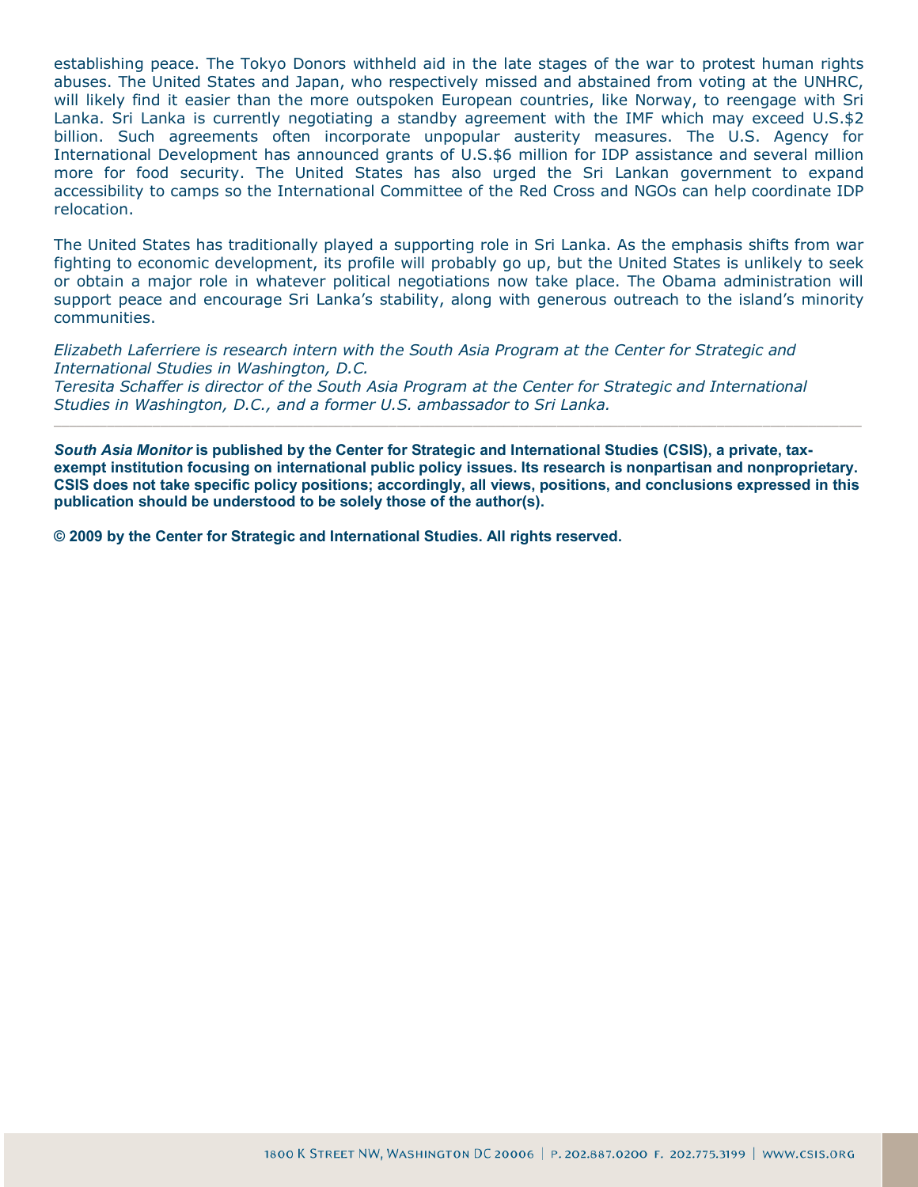establishing peace. The Tokyo Donors withheld aid in the late stages of the war to protest human rights abuses. The United States and Japan, who respectively missed and abstained from voting at the UNHRC, will likely find it easier than the more outspoken European countries, like Norway, to reengage with Sri Lanka. Sri Lanka is currently negotiating a standby agreement with the IMF which may exceed U.S.$2 billion. Such agreements often incorporate unpopular austerity measures. The U.S. Agency for International Development has announced grants of U.S.$6 million for IDP assistance and several million more for food security. The United States has also urged the Sri Lankan government to expand accessibility to camps so the International Committee of the Red Cross and NGOs can help coordinate IDP relocation.

The United States has traditionally played a supporting role in Sri Lanka. As the emphasis shifts from war fighting to economic development, its profile will probably go up, but the United States is unlikely to seek or obtain a major role in whatever political negotiations now take place. The Obama administration will support peace and encourage Sri Lanka's stability, along with generous outreach to the island's minority communities.

*Elizabeth Laferriere is research intern with the South Asia Program at the Center for Strategic and International Studies in Washington, D.C.*
*Teresita Schaffer is director of the South Asia Program at the Center for Strategic and International Studies in Washington, D.C., and a former U.S. ambassador to Sri Lanka.*

---

***South Asia Monitor* is published by the Center for Strategic and International Studies (CSIS), a private, tax-exempt institution focusing on international public policy issues. Its research is nonpartisan and nonproprietary. CSIS does not take specific policy positions; accordingly, all views, positions, and conclusions expressed in this publication should be understood to be solely those of the author(s).**

**© 2009 by the Center for Strategic and International Studies. All rights reserved.**

1800 K Street NW, Washington DC 20006 | P. 202.887.0200 F. 202.775.3199 | www.csis.org